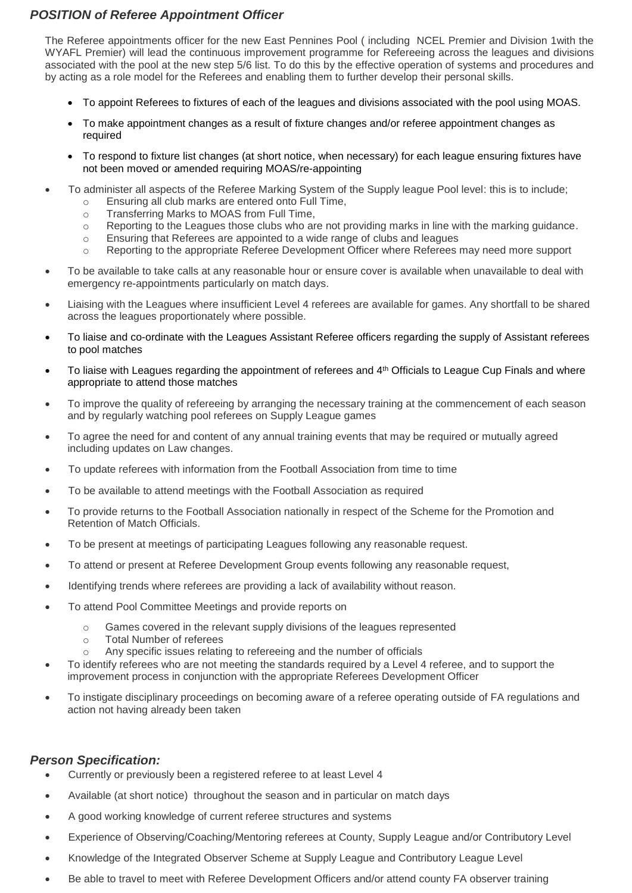## *POSITION of Referee Appointment Officer*

The Referee appointments officer for the new East Pennines Pool ( including NCEL Premier and Division 1with the WYAFL Premier) will lead the continuous improvement programme for Refereeing across the leagues and divisions associated with the pool at the new step 5/6 list. To do this by the effective operation of systems and procedures and by acting as a role model for the Referees and enabling them to further develop their personal skills.

- To appoint Referees to fixtures of each of the leagues and divisions associated with the pool using MOAS.
- To make appointment changes as a result of fixture changes and/or referee appointment changes as required
- To respond to fixture list changes (at short notice, when necessary) for each league ensuring fixtures have not been moved or amended requiring MOAS/re-appointing
- To administer all aspects of the Referee Marking System of the Supply league Pool level: this is to include;
  - Ensuring all club marks are entered onto Full Time,
  - Transferring Marks to MOAS from Full Time,
  - Reporting to the Leagues those clubs who are not providing marks in line with the marking guidance.
  - Ensuring that Referees are appointed to a wide range of clubs and leagues
  - Reporting to the appropriate Referee Development Officer where Referees may need more support
- To be available to take calls at any reasonable hour or ensure cover is available when unavailable to deal with emergency re-appointments particularly on match days.
- Liaising with the Leagues where insufficient Level 4 referees are available for games. Any shortfall to be shared across the leagues proportionately where possible.
- To liaise and co-ordinate with the Leagues Assistant Referee officers regarding the supply of Assistant referees to pool matches
- To liaise with Leagues regarding the appointment of referees and 4th Officials to League Cup Finals and where appropriate to attend those matches
- To improve the quality of refereeing by arranging the necessary training at the commencement of each season and by regularly watching pool referees on Supply League games
- To agree the need for and content of any annual training events that may be required or mutually agreed including updates on Law changes.
- To update referees with information from the Football Association from time to time
- To be available to attend meetings with the Football Association as required
- To provide returns to the Football Association nationally in respect of the Scheme for the Promotion and Retention of Match Officials.
- To be present at meetings of participating Leagues following any reasonable request.
- To attend or present at Referee Development Group events following any reasonable request,
- Identifying trends where referees are providing a lack of availability without reason.
- To attend Pool Committee Meetings and provide reports on
  - Games covered in the relevant supply divisions of the leagues represented
  - Total Number of referees
  - Any specific issues relating to refereeing and the number of officials
- To identify referees who are not meeting the standards required by a Level 4 referee, and to support the improvement process in conjunction with the appropriate Referees Development Officer
- To instigate disciplinary proceedings on becoming aware of a referee operating outside of FA regulations and action not having already been taken

## *Person Specification:*

- Currently or previously been a registered referee to at least Level 4
- Available (at short notice) throughout the season and in particular on match days
- A good working knowledge of current referee structures and systems
- Experience of Observing/Coaching/Mentoring referees at County, Supply League and/or Contributory Level
- Knowledge of the Integrated Observer Scheme at Supply League and Contributory League Level
- Be able to travel to meet with Referee Development Officers and/or attend county FA observer training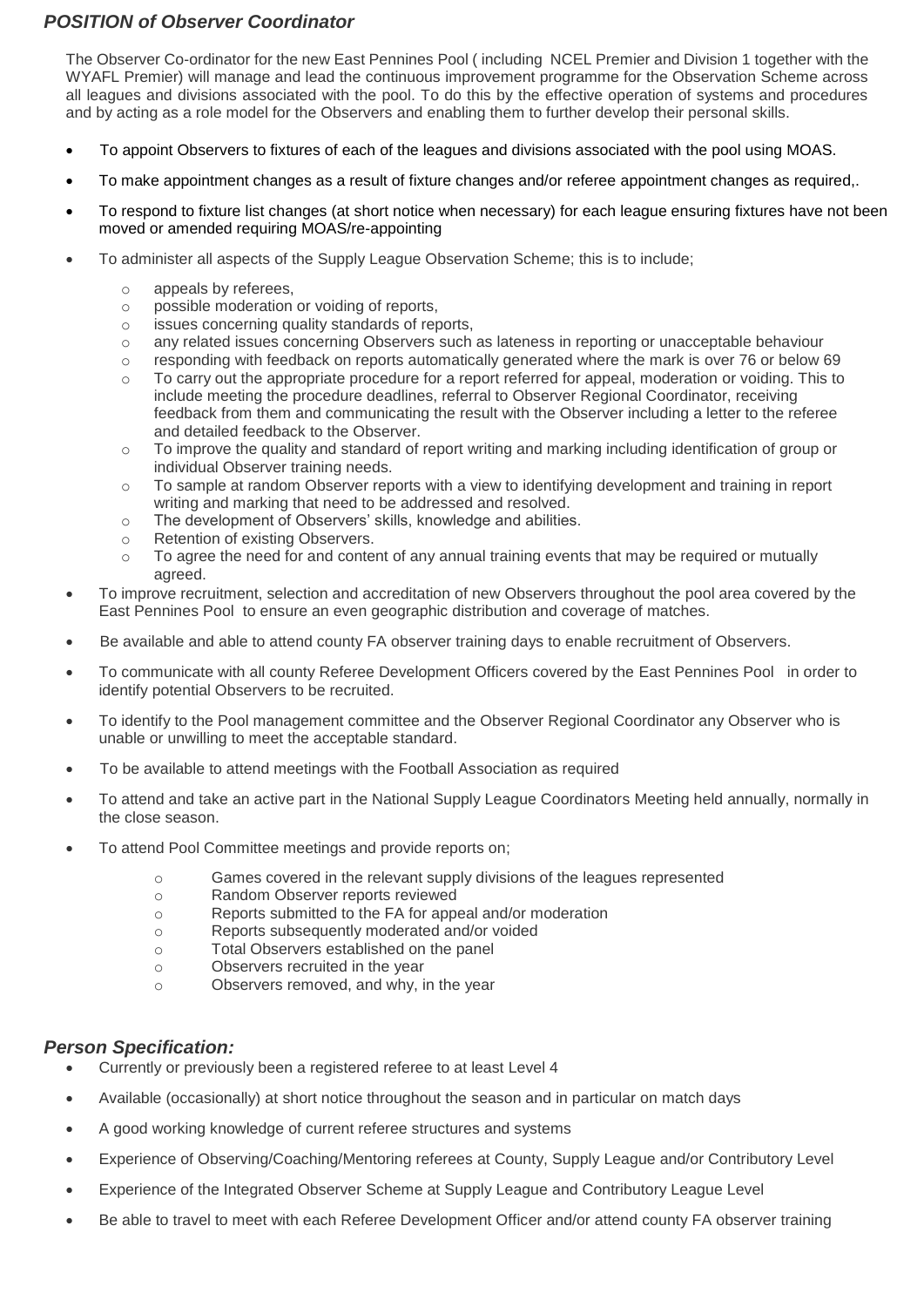## *POSITION of Observer Coordinator*

The Observer Co-ordinator for the new East Pennines Pool ( including NCEL Premier and Division 1 together with the WYAFL Premier) will manage and lead the continuous improvement programme for the Observation Scheme across all leagues and divisions associated with the pool. To do this by the effective operation of systems and procedures and by acting as a role model for the Observers and enabling them to further develop their personal skills.

- To appoint Observers to fixtures of each of the leagues and divisions associated with the pool using MOAS.
- To make appointment changes as a result of fixture changes and/or referee appointment changes as required,.
- To respond to fixture list changes (at short notice when necessary) for each league ensuring fixtures have not been moved or amended requiring MOAS/re-appointing
- To administer all aspects of the Supply League Observation Scheme; this is to include;
  - appeals by referees,
  - possible moderation or voiding of reports,
  - issues concerning quality standards of reports,
  - any related issues concerning Observers such as lateness in reporting or unacceptable behaviour
  - responding with feedback on reports automatically generated where the mark is over 76 or below 69
  - To carry out the appropriate procedure for a report referred for appeal, moderation or voiding. This to include meeting the procedure deadlines, referral to Observer Regional Coordinator, receiving feedback from them and communicating the result with the Observer including a letter to the referee and detailed feedback to the Observer.
  - To improve the quality and standard of report writing and marking including identification of group or individual Observer training needs.
  - To sample at random Observer reports with a view to identifying development and training in report writing and marking that need to be addressed and resolved.
  - The development of Observers' skills, knowledge and abilities.
  - Retention of existing Observers.
  - To agree the need for and content of any annual training events that may be required or mutually agreed.
- To improve recruitment, selection and accreditation of new Observers throughout the pool area covered by the East Pennines Pool to ensure an even geographic distribution and coverage of matches.
- Be available and able to attend county FA observer training days to enable recruitment of Observers.
- To communicate with all county Referee Development Officers covered by the East Pennines Pool in order to identify potential Observers to be recruited.
- To identify to the Pool management committee and the Observer Regional Coordinator any Observer who is unable or unwilling to meet the acceptable standard.
- To be available to attend meetings with the Football Association as required
- To attend and take an active part in the National Supply League Coordinators Meeting held annually, normally in the close season.
- To attend Pool Committee meetings and provide reports on;
  - Games covered in the relevant supply divisions of the leagues represented
  - Random Observer reports reviewed
  - Reports submitted to the FA for appeal and/or moderation
  - Reports subsequently moderated and/or voided
  - Total Observers established on the panel
  - Observers recruited in the year
  - Observers removed, and why, in the year

## *Person Specification:*

- Currently or previously been a registered referee to at least Level 4
- Available (occasionally) at short notice throughout the season and in particular on match days
- A good working knowledge of current referee structures and systems
- Experience of Observing/Coaching/Mentoring referees at County, Supply League and/or Contributory Level
- Experience of the Integrated Observer Scheme at Supply League and Contributory League Level
- Be able to travel to meet with each Referee Development Officer and/or attend county FA observer training